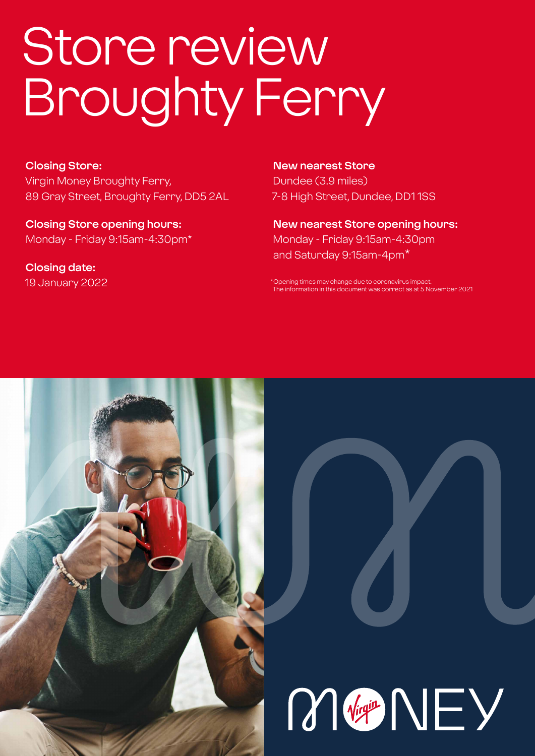# Store review Broughty Ferry

**Closing Store:**
Virgin Money Broughty Ferry,
89 Gray Street, Broughty Ferry, DD5 2AL

**Closing Store opening hours:**
Monday - Friday 9:15am-4:30pm*

**Closing date:**
19 January 2022

**New nearest Store**
Dundee (3.9 miles)
7-8 High Street, Dundee, DD1 1SS

**New nearest Store opening hours:**
Monday - Friday 9:15am-4:30pm
and Saturday 9:15am-4pm*

*Opening times may change due to coronavirus impact.
The information in this document was correct as at 5 November 2021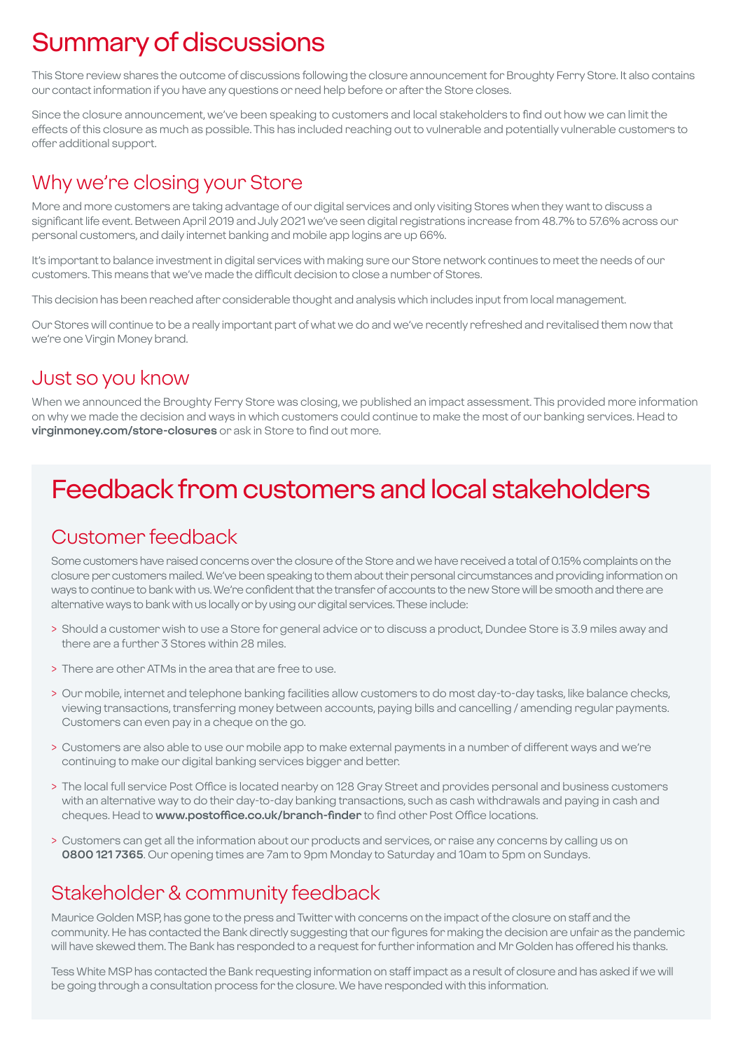# Summary of discussions

This Store review shares the outcome of discussions following the closure announcement for Broughty Ferry Store. It also contains our contact information if you have any questions or need help before or after the Store closes.

Since the closure announcement, we've been speaking to customers and local stakeholders to find out how we can limit the effects of this closure as much as possible. This has included reaching out to vulnerable and potentially vulnerable customers to offer additional support.

## Why we're closing your Store

More and more customers are taking advantage of our digital services and only visiting Stores when they want to discuss a significant life event. Between April 2019 and July 2021 we've seen digital registrations increase from 48.7% to 57.6% across our personal customers, and daily internet banking and mobile app logins are up 66%.

It's important to balance investment in digital services with making sure our Store network continues to meet the needs of our customers. This means that we've made the difficult decision to close a number of Stores.

This decision has been reached after considerable thought and analysis which includes input from local management.

Our Stores will continue to be a really important part of what we do and we've recently refreshed and revitalised them now that we're one Virgin Money brand.

## Just so you know

When we announced the Broughty Ferry Store was closing, we published an impact assessment. This provided more information on why we made the decision and ways in which customers could continue to make the most of our banking services. Head to **virginmoney.com/store-closures** or ask in Store to find out more.

# Feedback from customers and local stakeholders

## Customer feedback

Some customers have raised concerns over the closure of the Store and we have received a total of 0.15% complaints on the closure per customers mailed. We've been speaking to them about their personal circumstances and providing information on ways to continue to bank with us. We're confident that the transfer of accounts to the new Store will be smooth and there are alternative ways to bank with us locally or by using our digital services. These include:

- Should a customer wish to use a Store for general advice or to discuss a product, Dundee Store is 3.9 miles away and there are a further 3 Stores within 28 miles.
- There are other ATMs in the area that are free to use.
- Our mobile, internet and telephone banking facilities allow customers to do most day-to-day tasks, like balance checks, viewing transactions, transferring money between accounts, paying bills and cancelling / amending regular payments. Customers can even pay in a cheque on the go.
- Customers are also able to use our mobile app to make external payments in a number of different ways and we're continuing to make our digital banking services bigger and better.
- The local full service Post Office is located nearby on 128 Gray Street and provides personal and business customers with an alternative way to do their day-to-day banking transactions, such as cash withdrawals and paying in cash and cheques. Head to **www.postoffice.co.uk/branch-finder** to find other Post Office locations.
- Customers can get all the information about our products and services, or raise any concerns by calling us on **0800 121 7365**. Our opening times are 7am to 9pm Monday to Saturday and 10am to 5pm on Sundays.

## Stakeholder & community feedback

Maurice Golden MSP, has gone to the press and Twitter with concerns on the impact of the closure on staff and the community. He has contacted the Bank directly suggesting that our figures for making the decision are unfair as the pandemic will have skewed them. The Bank has responded to a request for further information and Mr Golden has offered his thanks.

Tess White MSP has contacted the Bank requesting information on staff impact as a result of closure and has asked if we will be going through a consultation process for the closure. We have responded with this information.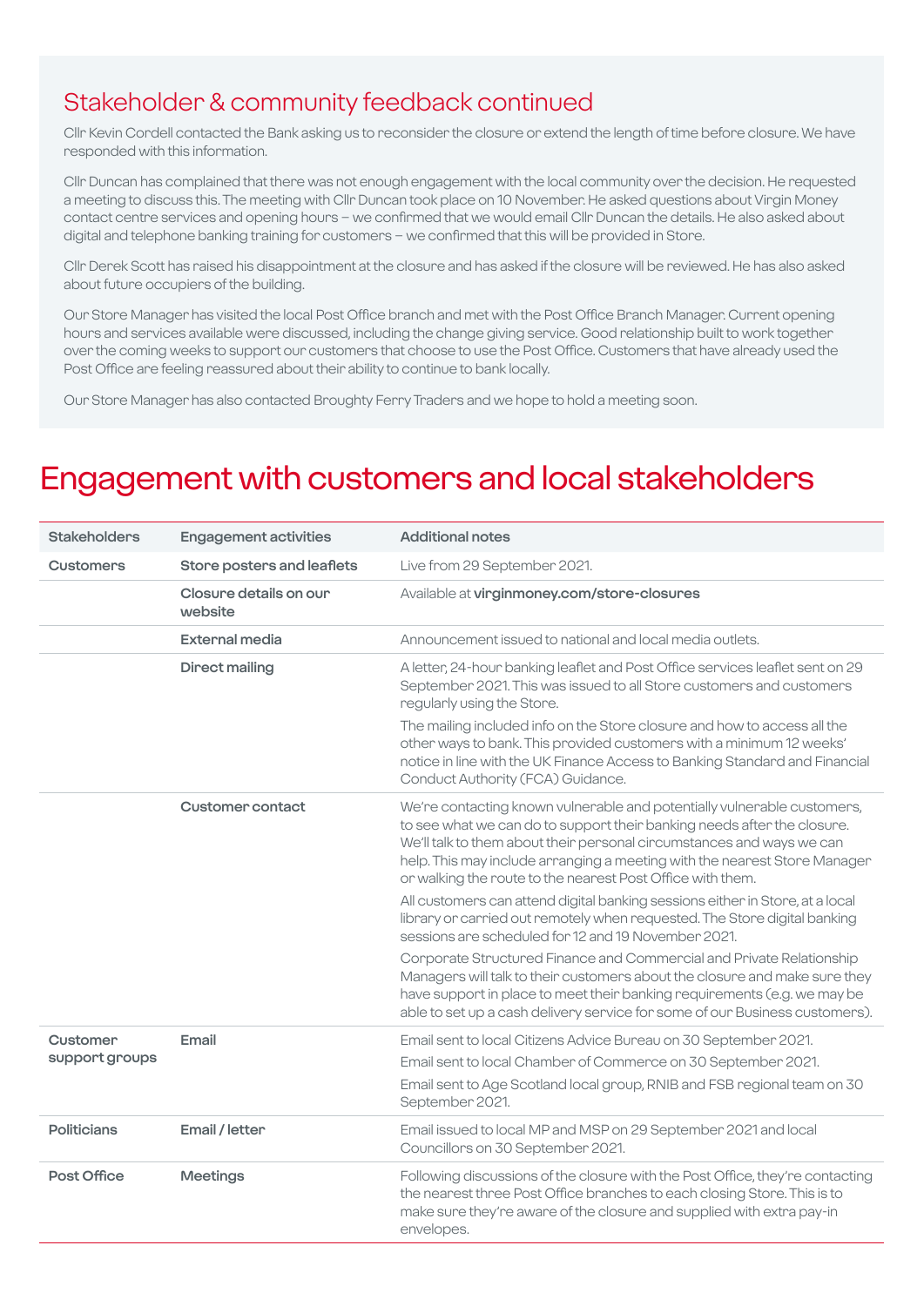## Stakeholder & community feedback continued

Cllr Kevin Cordell contacted the Bank asking us to reconsider the closure or extend the length of time before closure. We have responded with this information.

Cllr Duncan has complained that there was not enough engagement with the local community over the decision. He requested a meeting to discuss this. The meeting with Cllr Duncan took place on 10 November. He asked questions about Virgin Money contact centre services and opening hours – we confirmed that we would email Cllr Duncan the details. He also asked about digital and telephone banking training for customers – we confirmed that this will be provided in Store.

Cllr Derek Scott has raised his disappointment at the closure and has asked if the closure will be reviewed. He has also asked about future occupiers of the building.

Our Store Manager has visited the local Post Office branch and met with the Post Office Branch Manager. Current opening hours and services available were discussed, including the change giving service. Good relationship built to work together over the coming weeks to support our customers that choose to use the Post Office. Customers that have already used the Post Office are feeling reassured about their ability to continue to bank locally.

Our Store Manager has also contacted Broughty Ferry Traders and we hope to hold a meeting soon.

# Engagement with customers and local stakeholders

| Stakeholders | Engagement activities | Additional notes |
|---|---|---|
| Customers | Store posters and leaflets | Live from 29 September 2021. |
| | Closure details on our website | Available at **virginmoney.com/store-closures** |
| | External media | Announcement issued to national and local media outlets. |
| | Direct mailing | A letter, 24-hour banking leaflet and Post Office services leaflet sent on 29 September 2021. This was issued to all Store customers and customers regularly using the Store.<br><br>The mailing included info on the Store closure and how to access all the other ways to bank. This provided customers with a minimum 12 weeks' notice in line with the UK Finance Access to Banking Standard and Financial Conduct Authority (FCA) Guidance. |
| | Customer contact | We're contacting known vulnerable and potentially vulnerable customers, to see what we can do to support their banking needs after the closure. We'll talk to them about their personal circumstances and ways we can help. This may include arranging a meeting with the nearest Store Manager or walking the route to the nearest Post Office with them.<br><br>All customers can attend digital banking sessions either in Store, at a local library or carried out remotely when requested. The Store digital banking sessions are scheduled for 12 and 19 November 2021.<br><br>Corporate Structured Finance and Commercial and Private Relationship Managers will talk to their customers about the closure and make sure they have support in place to meet their banking requirements (e.g. we may be able to set up a cash delivery service for some of our Business customers). |
| Customer support groups | Email | Email sent to local Citizens Advice Bureau on 30 September 2021.<br><br>Email sent to local Chamber of Commerce on 30 September 2021.<br><br>Email sent to Age Scotland local group, RNIB and FSB regional team on 30 September 2021. |
| Politicians | Email / letter | Email issued to local MP and MSP on 29 September 2021 and local Councillors on 30 September 2021. |
| Post Office | Meetings | Following discussions of the closure with the Post Office, they're contacting the nearest three Post Office branches to each closing Store. This is to make sure they're aware of the closure and supplied with extra pay-in envelopes. |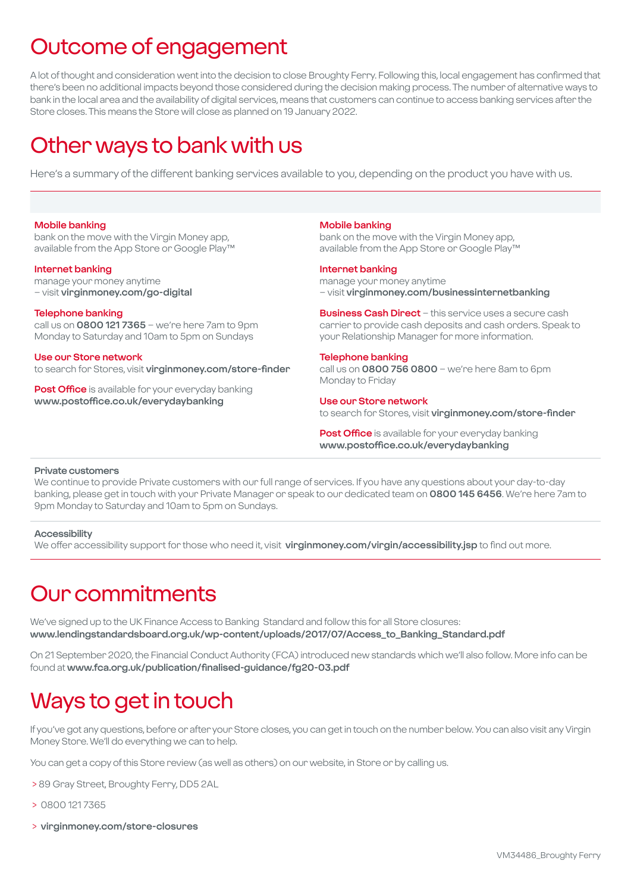# Outcome of engagement

A lot of thought and consideration went into the decision to close Broughty Ferry. Following this, local engagement has confirmed that there's been no additional impacts beyond those considered during the decision making process. The number of alternative ways to bank in the local area and the availability of digital services, means that customers can continue to access banking services after the Store closes. This means the Store will close as planned on 19 January 2022.

# Other ways to bank with us

Here's a summary of the different banking services available to you, depending on the product you have with us.

**Mobile banking**
bank on the move with the Virgin Money app, available from the App Store or Google Play™

**Internet banking**
manage your money anytime
– visit **virginmoney.com/go-digital**

**Telephone banking**
call us on **0800 121 7365** – we're here 7am to 9pm Monday to Saturday and 10am to 5pm on Sundays

**Use our Store network**
to search for Stores, visit **virginmoney.com/store-finder**

**Post Office** is available for your everyday banking
**www.postoffice.co.uk/everydaybanking**

**Mobile banking**
bank on the move with the Virgin Money app, available from the App Store or Google Play™

**Internet banking**
manage your money anytime
– visit **virginmoney.com/businessinternetbanking**

**Business Cash Direct** – this service uses a secure cash carrier to provide cash deposits and cash orders. Speak to your Relationship Manager for more information.

**Telephone banking**
call us on **0800 756 0800** – we're here 8am to 6pm Monday to Friday

**Use our Store network**
to search for Stores, visit **virginmoney.com/store-finder**

**Post Office** is available for your everyday banking
**www.postoffice.co.uk/everydaybanking**

**Private customers**
We continue to provide Private customers with our full range of services. If you have any questions about your day-to-day banking, please get in touch with your Private Manager or speak to our dedicated team on **0800 145 6456**. We're here 7am to 9pm Monday to Saturday and 10am to 5pm on Sundays.

**Accessibility**
We offer accessibility support for those who need it, visit **virginmoney.com/virgin/accessibility.jsp** to find out more.

# Our commitments

We've signed up to the UK Finance Access to Banking Standard and follow this for all Store closures:
**www.lendingstandardsboard.org.uk/wp-content/uploads/2017/07/Access_to_Banking_Standard.pdf**

On 21 September 2020, the Financial Conduct Authority (FCA) introduced new standards which we'll also follow. More info can be found at **www.fca.org.uk/publication/finalised-guidance/fg20-03.pdf**

# Ways to get in touch

If you've got any questions, before or after your Store closes, you can get in touch on the number below. You can also visit any Virgin Money Store. We'll do everything we can to help.

You can get a copy of this Store review (as well as others) on our website, in Store or by calling us.

> 89 Gray Street, Broughty Ferry, DD5 2AL

> 0800 121 7365

> **virginmoney.com/store-closures**

VM34486_Broughty Ferry